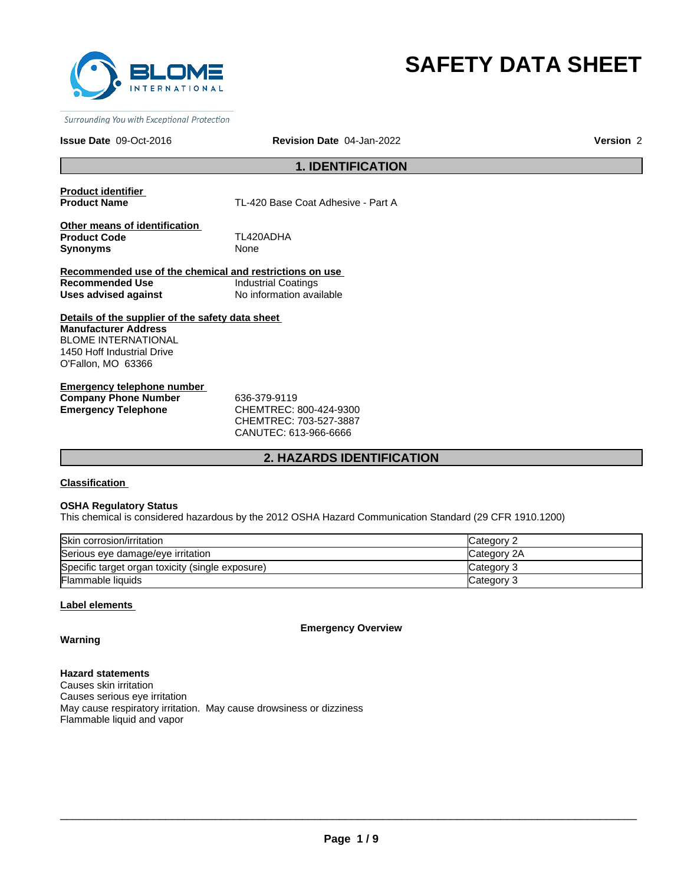BLOME INTERNATIONAL

*Surrounding You with Exceptional Protection*

# SAFETY DATA SHEET

**Issue Date** 09-Oct-2016 **Revision Date** 04-Jan-2022 **Version** 2

## 1. IDENTIFICATION

**Product identifier**

**Product Name** TL-420 Base Coat Adhesive - Part A

**Other means of identification**

**Product Code** TL420ADHA

**Synonyms** None

**Recommended use of the chemical and restrictions on use**

**Recommended Use** Industrial Coatings

**Uses advised against** No information available

**Details of the supplier of the safety data sheet**

**Manufacturer Address**
BLOME INTERNATIONAL
1450 Hoff Industrial Drive
O'Fallon, MO 63366

**Emergency telephone number**

**Company Phone Number** 636-379-9119

**Emergency Telephone** CHEMTREC: 800-424-9300
CHEMTREC: 703-527-3887
CANUTEC: 613-966-6666

## 2. HAZARDS IDENTIFICATION

**Classification**

**OSHA Regulatory Status**

This chemical is considered hazardous by the 2012 OSHA Hazard Communication Standard (29 CFR 1910.1200)

| | |
|---|---|
| Skin corrosion/irritation | Category 2 |
| Serious eye damage/eye irritation | Category 2A |
| Specific target organ toxicity (single exposure) | Category 3 |
| Flammable liquids | Category 3 |

**Label elements**

**Emergency Overview**

**Warning**

**Hazard statements**

Causes skin irritation
Causes serious eye irritation
May cause respiratory irritation. May cause drowsiness or dizziness
Flammable liquid and vapor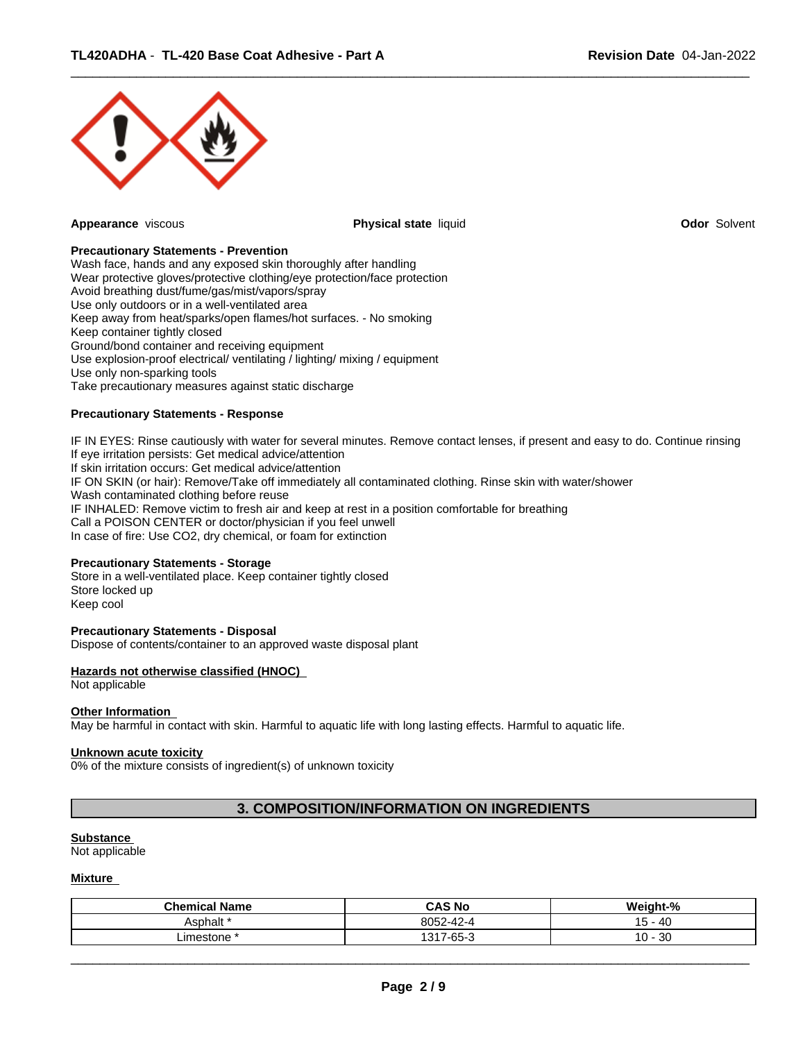**Appearance** viscous

**Physical state** liquid

**Odor** Solvent

**Precautionary Statements - Prevention**

Wash face, hands and any exposed skin thoroughly after handling
Wear protective gloves/protective clothing/eye protection/face protection
Avoid breathing dust/fume/gas/mist/vapors/spray
Use only outdoors or in a well-ventilated area
Keep away from heat/sparks/open flames/hot surfaces. - No smoking
Keep container tightly closed
Ground/bond container and receiving equipment
Use explosion-proof electrical/ ventilating / lighting/ mixing / equipment
Use only non-sparking tools
Take precautionary measures against static discharge

**Precautionary Statements - Response**

IF IN EYES: Rinse cautiously with water for several minutes. Remove contact lenses, if present and easy to do. Continue rinsing
If eye irritation persists: Get medical advice/attention
If skin irritation occurs: Get medical advice/attention
IF ON SKIN (or hair): Remove/Take off immediately all contaminated clothing. Rinse skin with water/shower
Wash contaminated clothing before reuse
IF INHALED: Remove victim to fresh air and keep at rest in a position comfortable for breathing
Call a POISON CENTER or doctor/physician if you feel unwell
In case of fire: Use CO2, dry chemical, or foam for extinction

**Precautionary Statements - Storage**

Store in a well-ventilated place. Keep container tightly closed
Store locked up
Keep cool

**Precautionary Statements - Disposal**

Dispose of contents/container to an approved waste disposal plant

**Hazards not otherwise classified (HNOC)**

Not applicable

**Other Information**

May be harmful in contact with skin. Harmful to aquatic life with long lasting effects. Harmful to aquatic life.

**Unknown acute toxicity**

0% of the mixture consists of ingredient(s) of unknown toxicity

## 3. COMPOSITION/INFORMATION ON INGREDIENTS

**Substance**

Not applicable

**Mixture**

| Chemical Name | CAS No | Weight-% |
|---|---|---|
| Asphalt * | 8052-42-4 | 15 - 40 |
| Limestone * | 1317-65-3 | 10 - 30 |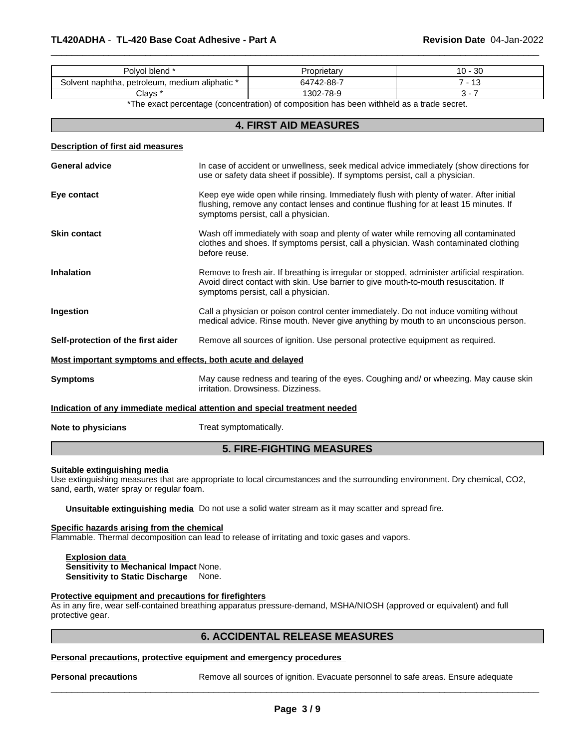| Polyol blend * | Proprietary | 10 - 30 |
|---|---|---|
| Solvent naphtha, petroleum, medium aliphatic * | 64742-88-7 | 7 - 13 |
| Clays * | 1302-78-9 | 3 - 7 |

*The exact percentage (concentration) of composition has been withheld as a trade secret.

## 4. FIRST AID MEASURES

**Description of first aid measures**

**General advice** In case of accident or unwellness, seek medical advice immediately (show directions for use or safety data sheet if possible). If symptoms persist, call a physician.

**Eye contact** Keep eye wide open while rinsing. Immediately flush with plenty of water. After initial flushing, remove any contact lenses and continue flushing for at least 15 minutes. If symptoms persist, call a physician.

**Skin contact** Wash off immediately with soap and plenty of water while removing all contaminated clothes and shoes. If symptoms persist, call a physician. Wash contaminated clothing before reuse.

**Inhalation** Remove to fresh air. If breathing is irregular or stopped, administer artificial respiration. Avoid direct contact with skin. Use barrier to give mouth-to-mouth resuscitation. If symptoms persist, call a physician.

**Ingestion** Call a physician or poison control center immediately. Do not induce vomiting without medical advice. Rinse mouth. Never give anything by mouth to an unconscious person.

**Self-protection of the first aider** Remove all sources of ignition. Use personal protective equipment as required.

**Most important symptoms and effects, both acute and delayed**

**Symptoms** May cause redness and tearing of the eyes. Coughing and/ or wheezing. May cause skin irritation. Drowsiness. Dizziness.

**Indication of any immediate medical attention and special treatment needed**

**Note to physicians** Treat symptomatically.

## 5. FIRE-FIGHTING MEASURES

**Suitable extinguishing media**
Use extinguishing measures that are appropriate to local circumstances and the surrounding environment. Dry chemical, CO2, sand, earth, water spray or regular foam.

**Unsuitable extinguishing media** Do not use a solid water stream as it may scatter and spread fire.

**Specific hazards arising from the chemical**
Flammable. Thermal decomposition can lead to release of irritating and toxic gases and vapors.

**Explosion data**
**Sensitivity to Mechanical Impact** None.
**Sensitivity to Static Discharge** None.

**Protective equipment and precautions for firefighters**
As in any fire, wear self-contained breathing apparatus pressure-demand, MSHA/NIOSH (approved or equivalent) and full protective gear.

## 6. ACCIDENTAL RELEASE MEASURES

**Personal precautions, protective equipment and emergency procedures**

**Personal precautions** Remove all sources of ignition. Evacuate personnel to safe areas. Ensure adequate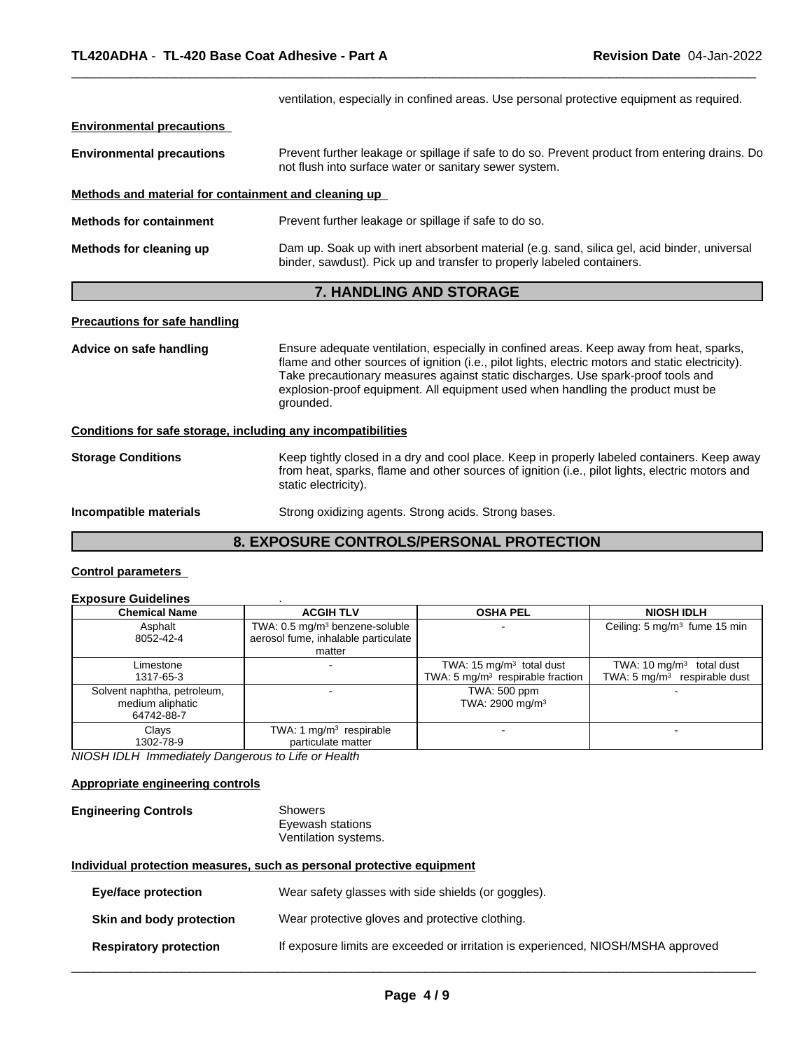ventilation, especially in confined areas. Use personal protective equipment as required.

**Environmental precautions**

**Environmental precautions** Prevent further leakage or spillage if safe to do so. Prevent product from entering drains. Do not flush into surface water or sanitary sewer system.

**Methods and material for containment and cleaning up**

**Methods for containment** Prevent further leakage or spillage if safe to do so.

**Methods for cleaning up** Dam up. Soak up with inert absorbent material (e.g. sand, silica gel, acid binder, universal binder, sawdust). Pick up and transfer to properly labeled containers.

## 7. HANDLING AND STORAGE

**Precautions for safe handling**

**Advice on safe handling** Ensure adequate ventilation, especially in confined areas. Keep away from heat, sparks, flame and other sources of ignition (i.e., pilot lights, electric motors and static electricity). Take precautionary measures against static discharges. Use spark-proof tools and explosion-proof equipment. All equipment used when handling the product must be grounded.

**Conditions for safe storage, including any incompatibilities**

**Storage Conditions** Keep tightly closed in a dry and cool place. Keep in properly labeled containers. Keep away from heat, sparks, flame and other sources of ignition (i.e., pilot lights, electric motors and static electricity).

**Incompatible materials** Strong oxidizing agents. Strong acids. Strong bases.

## 8. EXPOSURE CONTROLS/PERSONAL PROTECTION

**Control parameters**

**Exposure Guidelines** .

| Chemical Name | ACGIH TLV | OSHA PEL | NIOSH IDLH |
|---|---|---|---|
| Asphalt<br>8052-42-4 | TWA: 0.5 mg/m³ benzene-soluble aerosol fume, inhalable particulate matter | - | Ceiling: 5 mg/m³ fume 15 min |
| Limestone<br>1317-65-3 | - | TWA: 15 mg/m³ total dust<br>TWA: 5 mg/m³ respirable fraction | TWA: 10 mg/m³ total dust<br>TWA: 5 mg/m³ respirable dust |
| Solvent naphtha, petroleum, medium aliphatic<br>64742-88-7 | - | TWA: 500 ppm<br>TWA: 2900 mg/m³ | - |
| Clays<br>1302-78-9 | TWA: 1 mg/m³ respirable particulate matter | - | - |

*NIOSH IDLH Immediately Dangerous to Life or Health*

**Appropriate engineering controls**

**Engineering Controls** Showers
Eyewash stations
Ventilation systems.

**Individual protection measures, such as personal protective equipment**

**Eye/face protection** Wear safety glasses with side shields (or goggles).

**Skin and body protection** Wear protective gloves and protective clothing.

**Respiratory protection** If exposure limits are exceeded or irritation is experienced, NIOSH/MSHA approved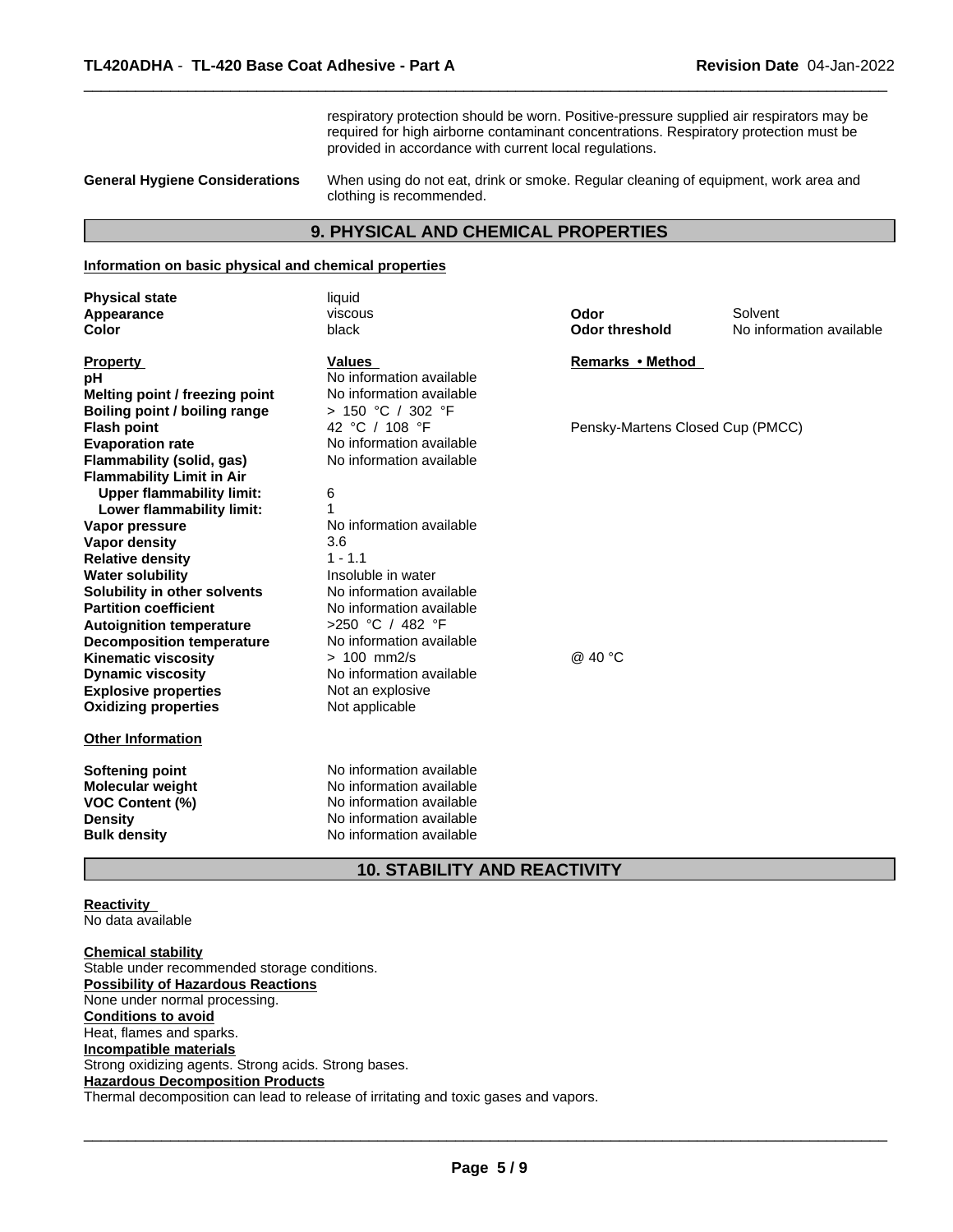respiratory protection should be worn. Positive-pressure supplied air respirators may be required for high airborne contaminant concentrations. Respiratory protection must be provided in accordance with current local regulations.

**General Hygiene Considerations** When using do not eat, drink or smoke. Regular cleaning of equipment, work area and clothing is recommended.

## 9. PHYSICAL AND CHEMICAL PROPERTIES

**Information on basic physical and chemical properties**

| | | | |
|---|---|---|---|
| **Physical state** | liquid | | |
| **Appearance** | viscous | **Odor** | Solvent |
| **Color** | black | **Odor threshold** | No information available |

| **Property** | **Values** | **Remarks • Method** |
|---|---|---|
| **pH** | No information available | |
| **Melting point / freezing point** | No information available | |
| **Boiling point / boiling range** | > 150 °C / 302 °F | |
| **Flash point** | 42 °C / 108 °F | Pensky-Martens Closed Cup (PMCC) |
| **Evaporation rate** | No information available | |
| **Flammability (solid, gas)** | No information available | |
| **Flammability Limit in Air** | | |
| **Upper flammability limit:** | 6 | |
| **Lower flammability limit:** | 1 | |
| **Vapor pressure** | No information available | |
| **Vapor density** | 3.6 | |
| **Relative density** | 1 - 1.1 | |
| **Water solubility** | Insoluble in water | |
| **Solubility in other solvents** | No information available | |
| **Partition coefficient** | No information available | |
| **Autoignition temperature** | >250 °C / 482 °F | |
| **Decomposition temperature** | No information available | |
| **Kinematic viscosity** | > 100 mm2/s | @ 40 °C |
| **Dynamic viscosity** | No information available | |
| **Explosive properties** | Not an explosive | |
| **Oxidizing properties** | Not applicable | |

**Other Information**

| | |
|---|---|
| **Softening point** | No information available |
| **Molecular weight** | No information available |
| **VOC Content (%)** | No information available |
| **Density** | No information available |
| **Bulk density** | No information available |

## 10. STABILITY AND REACTIVITY

**Reactivity**
No data available

**Chemical stability**
Stable under recommended storage conditions.

**Possibility of Hazardous Reactions**
None under normal processing.

**Conditions to avoid**
Heat, flames and sparks.

**Incompatible materials**
Strong oxidizing agents. Strong acids. Strong bases.

**Hazardous Decomposition Products**
Thermal decomposition can lead to release of irritating and toxic gases and vapors.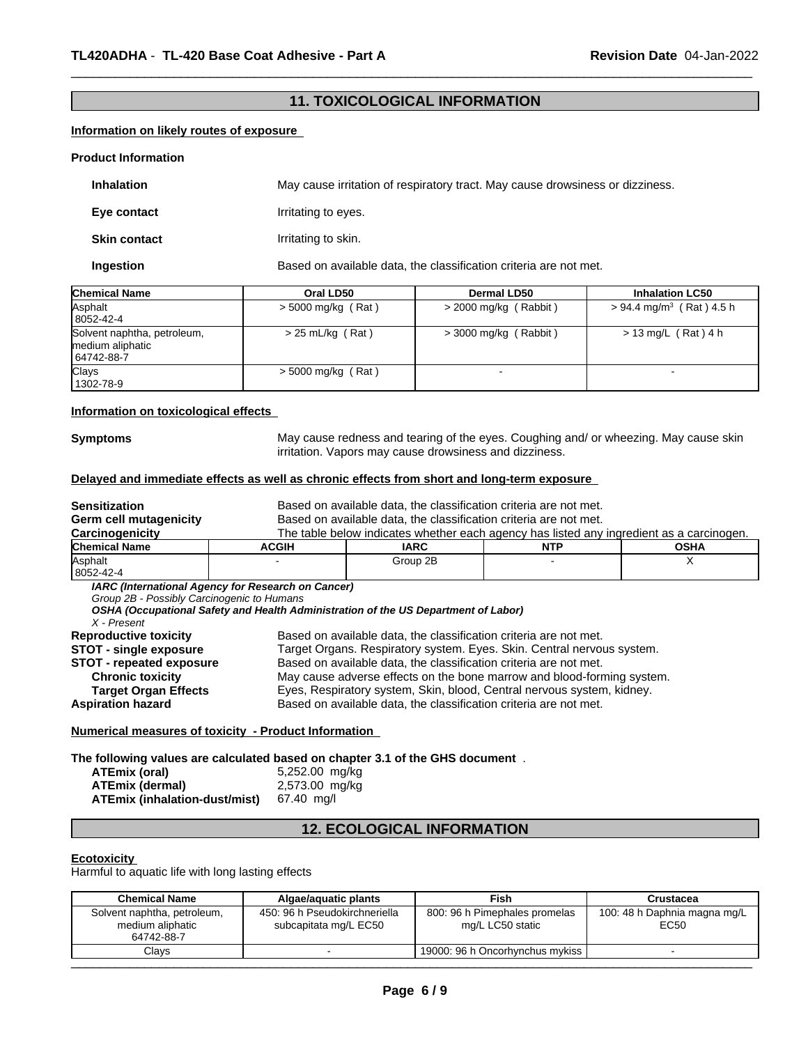## 11. TOXICOLOGICAL INFORMATION

**Information on likely routes of exposure**

**Product Information**

**Inhalation** May cause irritation of respiratory tract. May cause drowsiness or dizziness.

**Eye contact** Irritating to eyes.

**Skin contact** Irritating to skin.

**Ingestion** Based on available data, the classification criteria are not met.

| Chemical Name | Oral LD50 | Dermal LD50 | Inhalation LC50 |
|---|---|---|---|
| Asphalt<br>8052-42-4 | > 5000 mg/kg ( Rat ) | > 2000 mg/kg ( Rabbit ) | > 94.4 mg/m$^3$ ( Rat ) 4.5 h |
| Solvent naphtha, petroleum, medium aliphatic<br>64742-88-7 | > 25 mL/kg ( Rat ) | > 3000 mg/kg ( Rabbit ) | > 13 mg/L ( Rat ) 4 h |
| Clays<br>1302-78-9 | > 5000 mg/kg ( Rat ) | - | - |

**Information on toxicological effects**

**Symptoms** May cause redness and tearing of the eyes. Coughing and/ or wheezing. May cause skin irritation. Vapors may cause drowsiness and dizziness.

**Delayed and immediate effects as well as chronic effects from short and long-term exposure**

**Sensitization** Based on available data, the classification criteria are not met.
**Germ cell mutagenicity** Based on available data, the classification criteria are not met.
**Carcinogenicity** The table below indicates whether each agency has listed any ingredient as a carcinogen.

| Chemical Name | ACGIH | IARC | NTP | OSHA |
|---|---|---|---|---|
| Asphalt<br>8052-42-4 | - | Group 2B | - | X |

*IARC (International Agency for Research on Cancer)*
*Group 2B - Possibly Carcinogenic to Humans*
*OSHA (Occupational Safety and Health Administration of the US Department of Labor)*
*X - Present*

**Reproductive toxicity** Based on available data, the classification criteria are not met.
**STOT - single exposure** Target Organs. Respiratory system. Eyes. Skin. Central nervous system.
**STOT - repeated exposure** Based on available data, the classification criteria are not met.
**Chronic toxicity** May cause adverse effects on the bone marrow and blood-forming system.
**Target Organ Effects** Eyes, Respiratory system, Skin, blood, Central nervous system, kidney.
**Aspiration hazard** Based on available data, the classification criteria are not met.

**Numerical measures of toxicity - Product Information**

**The following values are calculated based on chapter 3.1 of the GHS document** .

**ATEmix (oral)** 5,252.00 mg/kg
**ATEmix (dermal)** 2,573.00 mg/kg
**ATEmix (inhalation-dust/mist)** 67.40 mg/l

## 12. ECOLOGICAL INFORMATION

**Ecotoxicity**
Harmful to aquatic life with long lasting effects

| Chemical Name | Algae/aquatic plants | Fish | Crustacea |
|---|---|---|---|
| Solvent naphtha, petroleum, medium aliphatic<br>64742-88-7 | 450: 96 h Pseudokirchneriella subcapitata mg/L EC50 | 800: 96 h Pimephales promelas mg/L LC50 static | 100: 48 h Daphnia magna mg/L EC50 |
| Clays | - | 19000: 96 h Oncorhynchus mykiss | - |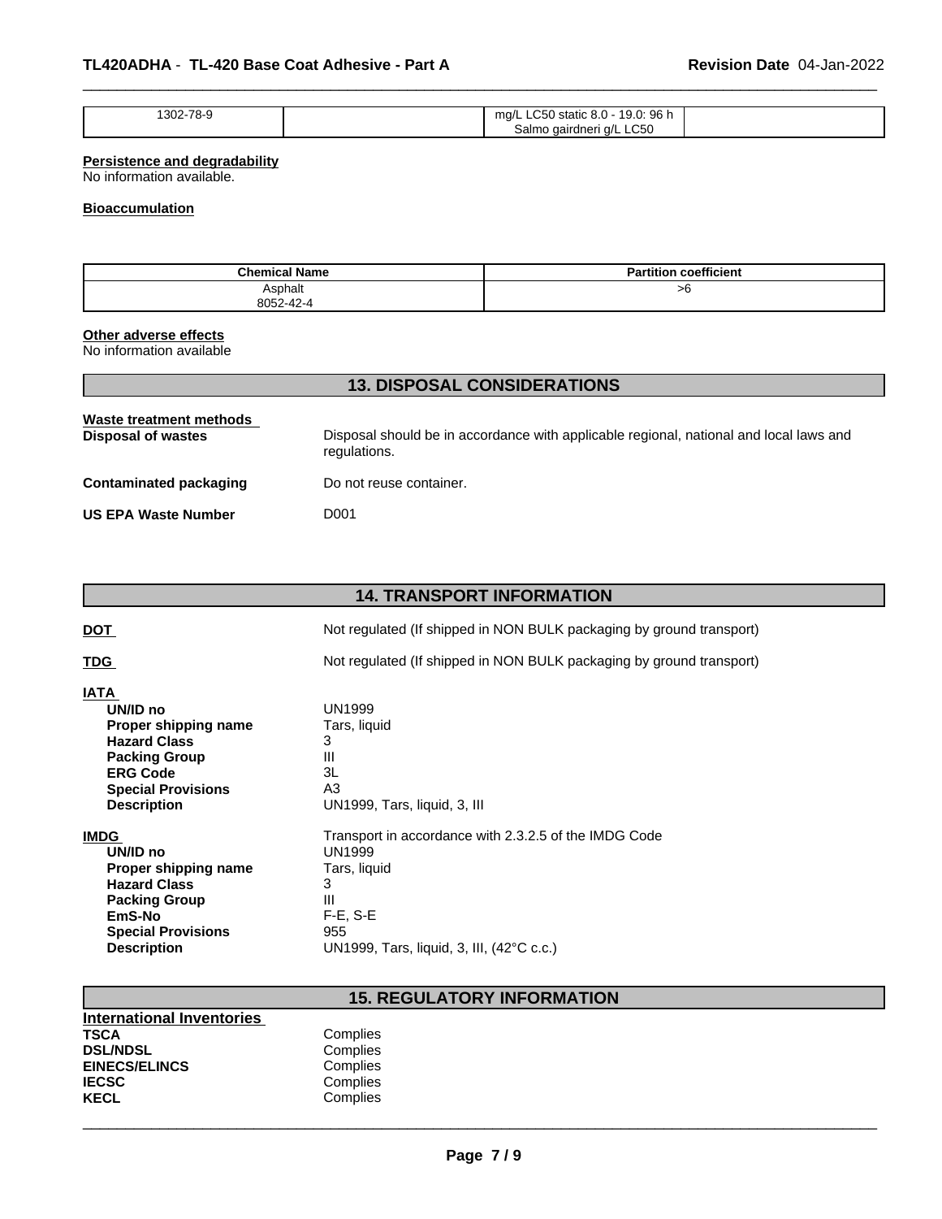| 1302-78-9 | | mg/L LC50 static 8.0 - 19.0: 96 h Salmo gairdneri g/L LC50 | |
|---|---|---|---|

**Persistence and degradability**
No information available.

**Bioaccumulation**

| Chemical Name | Partition coefficient |
|---|---|
| Asphalt 8052-42-4 | >6 |

**Other adverse effects**
No information available

## 13. DISPOSAL CONSIDERATIONS

**Waste treatment methods**

**Disposal of wastes** Disposal should be in accordance with applicable regional, national and local laws and regulations.

**Contaminated packaging** Do not reuse container.

**US EPA Waste Number** D001

## 14. TRANSPORT INFORMATION

**DOT** Not regulated (If shipped in NON BULK packaging by ground transport)

**TDG** Not regulated (If shipped in NON BULK packaging by ground transport)

**IATA**
- **UN/ID no** UN1999
- **Proper shipping name** Tars, liquid
- **Hazard Class** 3
- **Packing Group** III
- **ERG Code** 3L
- **Special Provisions** A3
- **Description** UN1999, Tars, liquid, 3, III

**IMDG** Transport in accordance with 2.3.2.5 of the IMDG Code
- **UN/ID no** UN1999
- **Proper shipping name** Tars, liquid
- **Hazard Class** 3
- **Packing Group** III
- **EmS-No** F-E, S-E
- **Special Provisions** 955
- **Description** UN1999, Tars, liquid, 3, III, (42°C c.c.)

## 15. REGULATORY INFORMATION

**International Inventories**
- **TSCA** Complies
- **DSL/NDSL** Complies
- **EINECS/ELINCS** Complies
- **IECSC** Complies
- **KECL** Complies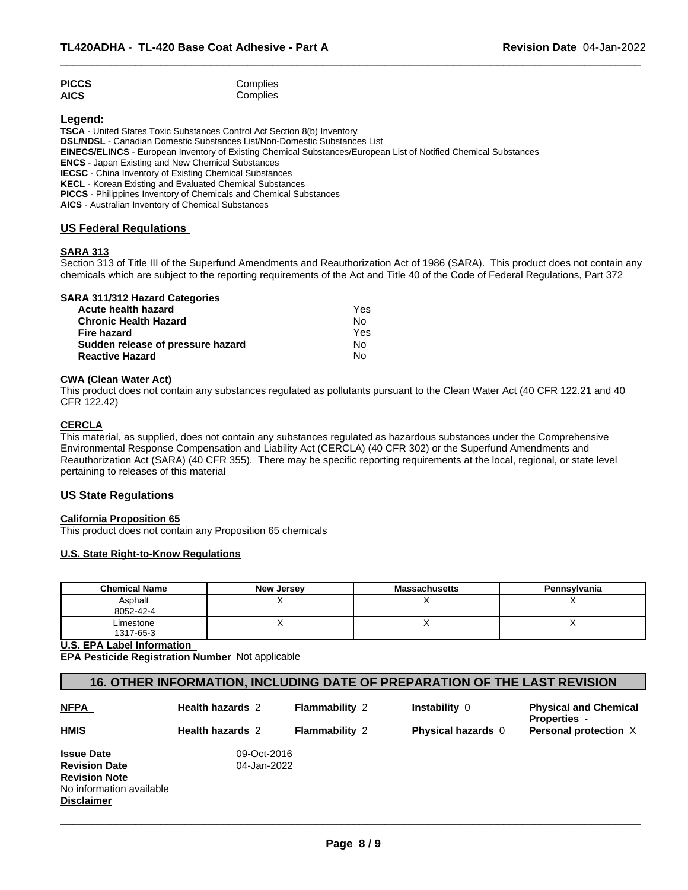| | |
|---|---|
| **PICCS** | Complies |
| **AICS** | Complies |

**Legend:**

**TSCA** - United States Toxic Substances Control Act Section 8(b) Inventory
**DSL/NDSL** - Canadian Domestic Substances List/Non-Domestic Substances List
**EINECS/ELINCS** - European Inventory of Existing Chemical Substances/European List of Notified Chemical Substances
**ENCS** - Japan Existing and New Chemical Substances
**IECSC** - China Inventory of Existing Chemical Substances
**KECL** - Korean Existing and Evaluated Chemical Substances
**PICCS** - Philippines Inventory of Chemicals and Chemical Substances
**AICS** - Australian Inventory of Chemical Substances

## US Federal Regulations

### SARA 313

Section 313 of Title III of the Superfund Amendments and Reauthorization Act of 1986 (SARA). This product does not contain any chemicals which are subject to the reporting requirements of the Act and Title 40 of the Code of Federal Regulations, Part 372

### SARA 311/312 Hazard Categories

| | |
|---|---|
| **Acute health hazard** | Yes |
| **Chronic Health Hazard** | No |
| **Fire hazard** | Yes |
| **Sudden release of pressure hazard** | No |
| **Reactive Hazard** | No |

### CWA (Clean Water Act)

This product does not contain any substances regulated as pollutants pursuant to the Clean Water Act (40 CFR 122.21 and 40 CFR 122.42)

### CERCLA

This material, as supplied, does not contain any substances regulated as hazardous substances under the Comprehensive Environmental Response Compensation and Liability Act (CERCLA) (40 CFR 302) or the Superfund Amendments and Reauthorization Act (SARA) (40 CFR 355). There may be specific reporting requirements at the local, regional, or state level pertaining to releases of this material

## US State Regulations

### California Proposition 65

This product does not contain any Proposition 65 chemicals

### U.S. State Right-to-Know Regulations

| Chemical Name | New Jersey | Massachusetts | Pennsylvania |
|---|---|---|---|
| Asphalt 8052-42-4 | X | X | X |
| Limestone 1317-65-3 | X | X | X |

### U.S. EPA Label Information

**EPA Pesticide Registration Number** Not applicable

## 16. OTHER INFORMATION, INCLUDING DATE OF PREPARATION OF THE LAST REVISION

| | | | | |
|---|---|---|---|---|
| **NFPA** | **Health hazards** 2 | **Flammability** 2 | **Instability** 0 | **Physical and Chemical Properties** - |
| **HMIS** | **Health hazards** 2 | **Flammability** 2 | **Physical hazards** 0 | **Personal protection** X |

**Issue Date** 09-Oct-2016
**Revision Date** 04-Jan-2022
**Revision Note**
No information available

**Disclaimer**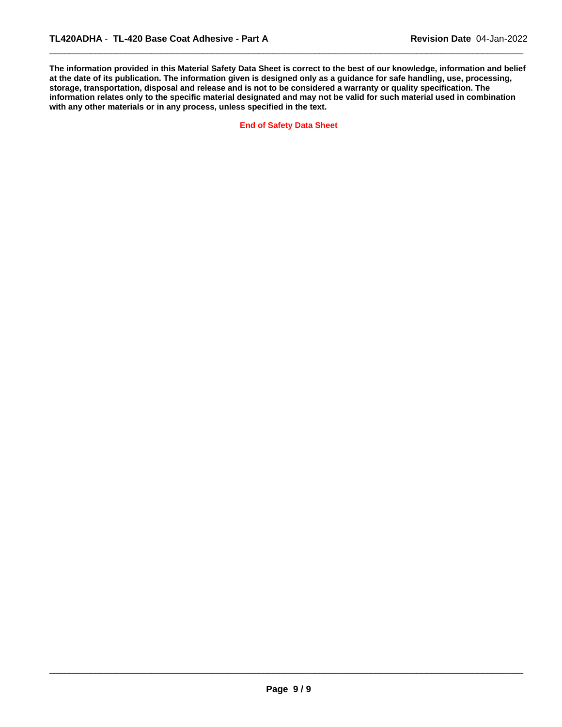**The information provided in this Material Safety Data Sheet is correct to the best of our knowledge, information and belief at the date of its publication. The information given is designed only as a guidance for safe handling, use, processing, storage, transportation, disposal and release and is not to be considered a warranty or quality specification. The information relates only to the specific material designated and may not be valid for such material used in combination with any other materials or in any process, unless specified in the text.**

**End of Safety Data Sheet**